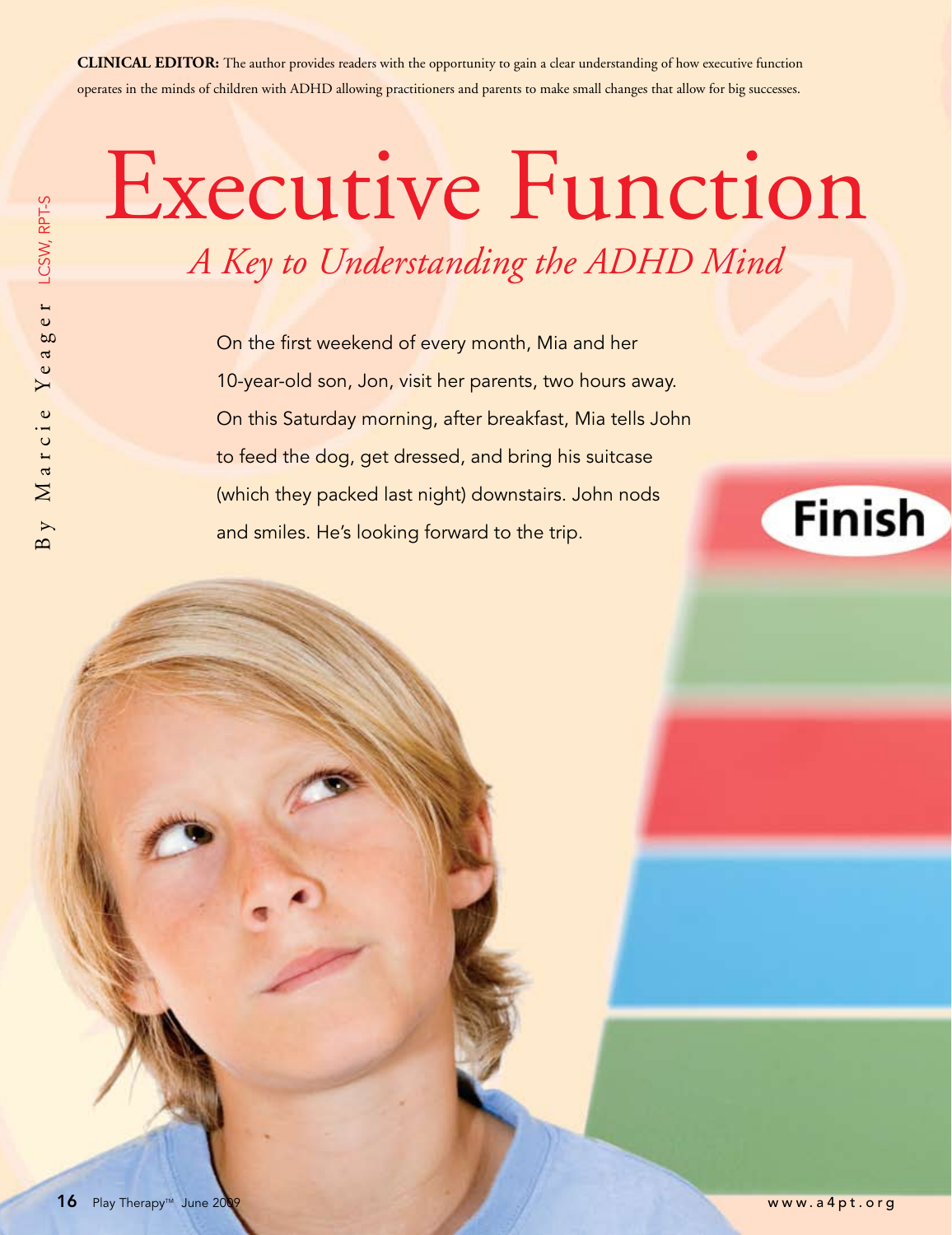**CLINICAL EDITOR:** The author provides readers with the opportunity to gain a clear understanding of how executive function operates in the minds of children with ADHD allowing practitioners and parents to make small changes that allow for big successes.

# Executive Function

## *A Key to Understanding the ADHD Mind*

By Marcie Yeager LCSW, RPT-S

On the first weekend of every month, Mia and her 10-year-old son, Jon, visit her parents, two hours away. On this Saturday morning, after breakfast, Mia tells John to feed the dog, get dressed, and bring his suitcase (which they packed last night) downstairs. John nods and smiles. He's looking forward to the trip.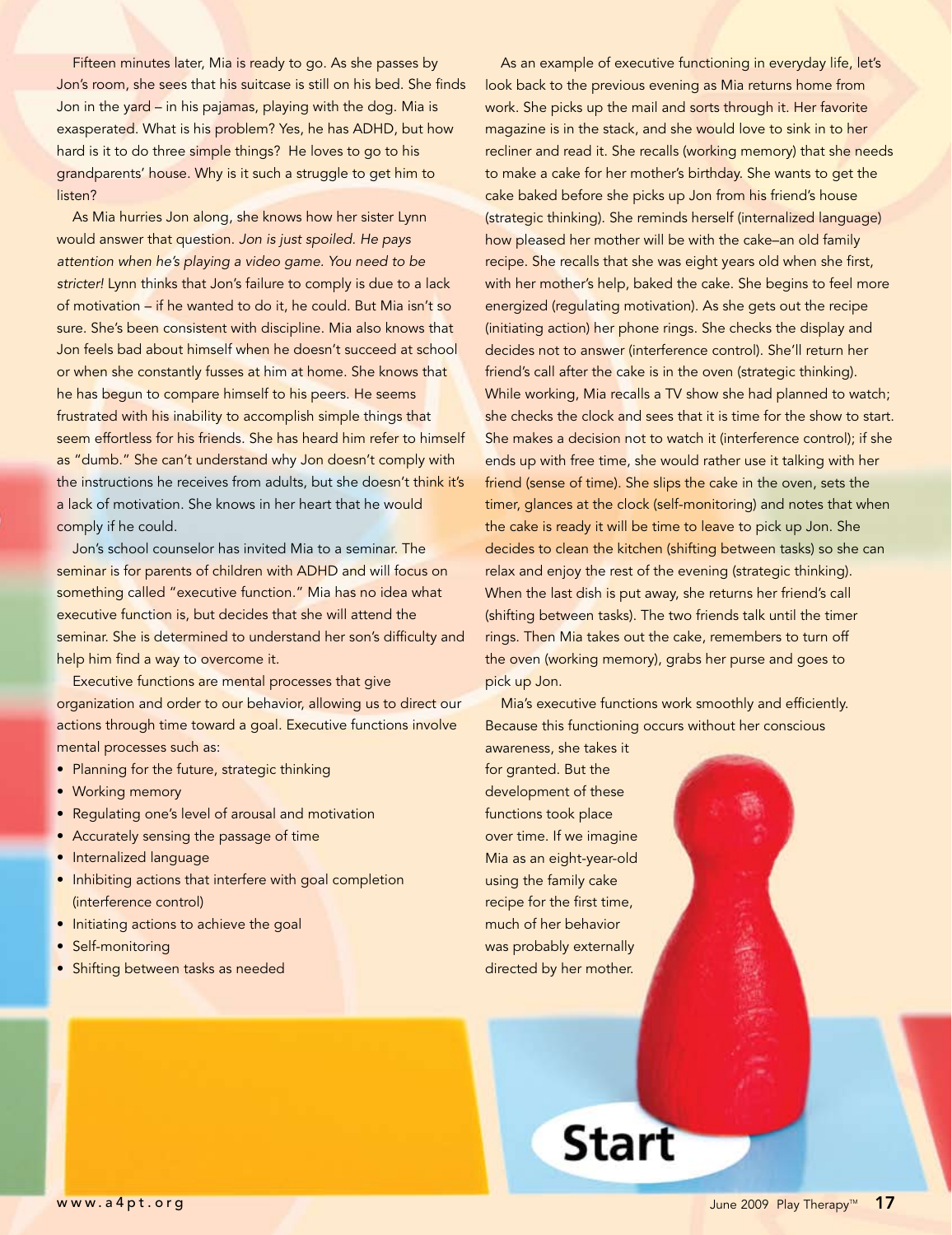Fifteen minutes later, Mia is ready to go. As she passes by Jon's room, she sees that his suitcase is still on his bed. She finds Jon in the yard – in his pajamas, playing with the dog. Mia is exasperated. What is his problem? Yes, he has ADHD, but how hard is it to do three simple things? He loves to go to his grandparents' house. Why is it such a struggle to get him to listen?

As Mia hurries Jon along, she knows how her sister Lynn would answer that question. *Jon is just spoiled. He pays attention when he's playing a video game. You need to be stricter!* Lynn thinks that Jon's failure to comply is due to a lack of motivation – if he wanted to do it, he could. But Mia isn't so sure. She's been consistent with discipline. Mia also knows that Jon feels bad about himself when he doesn't succeed at school or when she constantly fusses at him at home. She knows that he has begun to compare himself to his peers. He seems frustrated with his inability to accomplish simple things that seem effortless for his friends. She has heard him refer to himself as "dumb." She can't understand why Jon doesn't comply with the instructions he receives from adults, but she doesn't think it's a lack of motivation. She knows in her heart that he would comply if he could.

Jon's school counselor has invited Mia to a seminar. The seminar is for parents of children with ADHD and will focus on something called "executive function." Mia has no idea what executive function is, but decides that she will attend the seminar. She is determined to understand her son's difficulty and help him find a way to overcome it.

Executive functions are mental processes that give organization and order to our behavior, allowing us to direct our actions through time toward a goal. Executive functions involve mental processes such as:

- Planning for the future, strategic thinking
- Working memory
- Regulating one's level of arousal and motivation
- Accurately sensing the passage of time
- Internalized language
- Inhibiting actions that interfere with goal completion (interference control)
- Initiating actions to achieve the goal
- Self-monitoring
- Shifting between tasks as needed

As an example of executive functioning in everyday life, let's look back to the previous evening as Mia returns home from work. She picks up the mail and sorts through it. Her favorite magazine is in the stack, and she would love to sink in to her recliner and read it. She recalls (working memory) that she needs to make a cake for her mother's birthday. She wants to get the cake baked before she picks up Jon from his friend's house (strategic thinking). She reminds herself (internalized language) how pleased her mother will be with the cake–an old family recipe. She recalls that she was eight years old when she first, with her mother's help, baked the cake. She begins to feel more energized (regulating motivation). As she gets out the recipe (initiating action) her phone rings. She checks the display and decides not to answer (interference control). She'll return her friend's call after the cake is in the oven (strategic thinking). While working, Mia recalls a TV show she had planned to watch; she checks the clock and sees that it is time for the show to start. She makes a decision not to watch it (interference control); if she ends up with free time, she would rather use it talking with her friend (sense of time). She slips the cake in the oven, sets the timer, glances at the clock (self-monitoring) and notes that when the cake is ready it will be time to leave to pick up Jon. She decides to clean the kitchen (shifting between tasks) so she can relax and enjoy the rest of the evening (strategic thinking). When the last dish is put away, she returns her friend's call (shifting between tasks). The two friends talk until the timer rings. Then Mia takes out the cake, remembers to turn off the oven (working memory), grabs her purse and goes to pick up Jon.

Mia's executive functions work smoothly and efficiently. Because this functioning occurs without her conscious awareness, she takes it for granted. But the development of these functions took place over time. If we imagine Mia as an eight-year-old using the family cake recipe for the first time, much of her behavior was probably externally directed by her mother.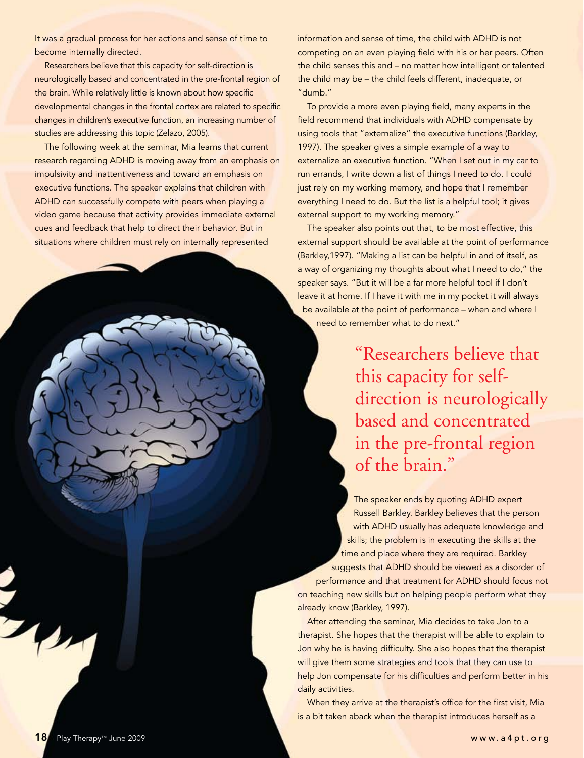It was a gradual process for her actions and sense of time to become internally directed.

Researchers believe that this capacity for self-direction is neurologically based and concentrated in the pre-frontal region of the brain. While relatively little is known about how specific developmental changes in the frontal cortex are related to specific changes in children's executive function, an increasing number of studies are addressing this topic (Zelazo, 2005).

The following week at the seminar, Mia learns that current research regarding ADHD is moving away from an emphasis on impulsivity and inattentiveness and toward an emphasis on executive functions. The speaker explains that children with ADHD can successfully compete with peers when playing a video game because that activity provides immediate external cues and feedback that help to direct their behavior. But in situations where children must rely on internally represented information and sense of time, the child with ADHD is not competing on an even playing field with his or her peers. Often the child senses this and – no matter how intelligent or talented the child may be – the child feels different, inadequate, or "dumb."

To provide a more even playing field, many experts in the field recommend that individuals with ADHD compensate by using tools that "externalize" the executive functions (Barkley, 1997). The speaker gives a simple example of a way to externalize an executive function. "When I set out in my car to run errands, I write down a list of things I need to do. I could just rely on my working memory, and hope that I remember everything I need to do. But the list is a helpful tool; it gives external support to my working memory."

The speaker also points out that, to be most effective, this external support should be available at the point of performance (Barkley,1997). "Making a list can be helpful in and of itself, as a way of organizing my thoughts about what I need to do," the speaker says. "But it will be a far more helpful tool if I don't leave it at home. If I have it with me in my pocket it will always be available at the point of performance – when and where I need to remember what to do next."

> "Researchers believe that this capacity for self-direction is neurologically based and concentrated in the pre-frontal region of the brain."

The speaker ends by quoting ADHD expert Russell Barkley. Barkley believes that the person with ADHD usually has adequate knowledge and skills; the problem is in executing the skills at the time and place where they are required. Barkley suggests that ADHD should be viewed as a disorder of performance and that treatment for ADHD should focus not on teaching new skills but on helping people perform what they already know (Barkley, 1997).

After attending the seminar, Mia decides to take Jon to a therapist. She hopes that the therapist will be able to explain to Jon why he is having difficulty. She also hopes that the therapist will give them some strategies and tools that they can use to help Jon compensate for his difficulties and perform better in his daily activities.

When they arrive at the therapist's office for the first visit, Mia is a bit taken aback when the therapist introduces herself as a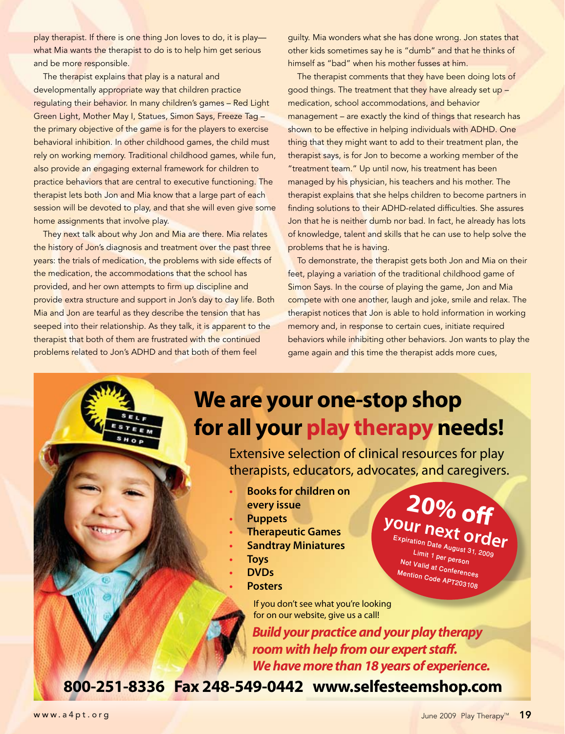play therapist. If there is one thing Jon loves to do, it is play—what Mia wants the therapist to do is to help him get serious and be more responsible.

The therapist explains that play is a natural and developmentally appropriate way that children practice regulating their behavior. In many children's games – Red Light Green Light, Mother May I, Statues, Simon Says, Freeze Tag – the primary objective of the game is for the players to exercise behavioral inhibition. In other childhood games, the child must rely on working memory. Traditional childhood games, while fun, also provide an engaging external framework for children to practice behaviors that are central to executive functioning. The therapist lets both Jon and Mia know that a large part of each session will be devoted to play, and that she will even give some home assignments that involve play.

They next talk about why Jon and Mia are there. Mia relates the history of Jon's diagnosis and treatment over the past three years: the trials of medication, the problems with side effects of the medication, the accommodations that the school has provided, and her own attempts to firm up discipline and provide extra structure and support in Jon's day to day life. Both Mia and Jon are tearful as they describe the tension that has seeped into their relationship. As they talk, it is apparent to the therapist that both of them are frustrated with the continued problems related to Jon's ADHD and that both of them feel guilty. Mia wonders what she has done wrong. Jon states that other kids sometimes say he is "dumb" and that he thinks of himself as "bad" when his mother fusses at him.

The therapist comments that they have been doing lots of good things. The treatment that they have already set up – medication, school accommodations, and behavior management – are exactly the kind of things that research has shown to be effective in helping individuals with ADHD. One thing that they might want to add to their treatment plan, the therapist says, is for Jon to become a working member of the "treatment team." Up until now, his treatment has been managed by his physician, his teachers and his mother. The therapist explains that she helps children to become partners in finding solutions to their ADHD-related difficulties. She assures Jon that he is neither dumb nor bad. In fact, he already has lots of knowledge, talent and skills that he can use to help solve the problems that he is having.

To demonstrate, the therapist gets both Jon and Mia on their feet, playing a variation of the traditional childhood game of Simon Says. In the course of playing the game, Jon and Mia compete with one another, laugh and joke, smile and relax. The therapist notices that Jon is able to hold information in working memory and, in response to certain cues, initiate required behaviors while inhibiting other behaviors. Jon wants to play the game again and this time the therapist adds more cues,

# We are your one-stop shop for all your play therapy needs!

Extensive selection of clinical resources for play therapists, educators, advocates, and caregivers.

- **Books for children on every issue**
- **Puppets**
- **Therapeutic Games**
- **Sandtray Miniatures**
- **Toys**
- **DVDs**
- **Posters**

**20% off your next order**
Expiration Date August 31, 2009
Limit 1 per person
Not Valid at Conferences
Mention Code APT203108

If you don't see what you're looking for on our website, give us a call!

***Build your practice and your play therapy room with help from our expert staff. We have more than 18 years of experience.***

**800-251-8336 Fax 248-549-0442 www.selfesteemshop.com**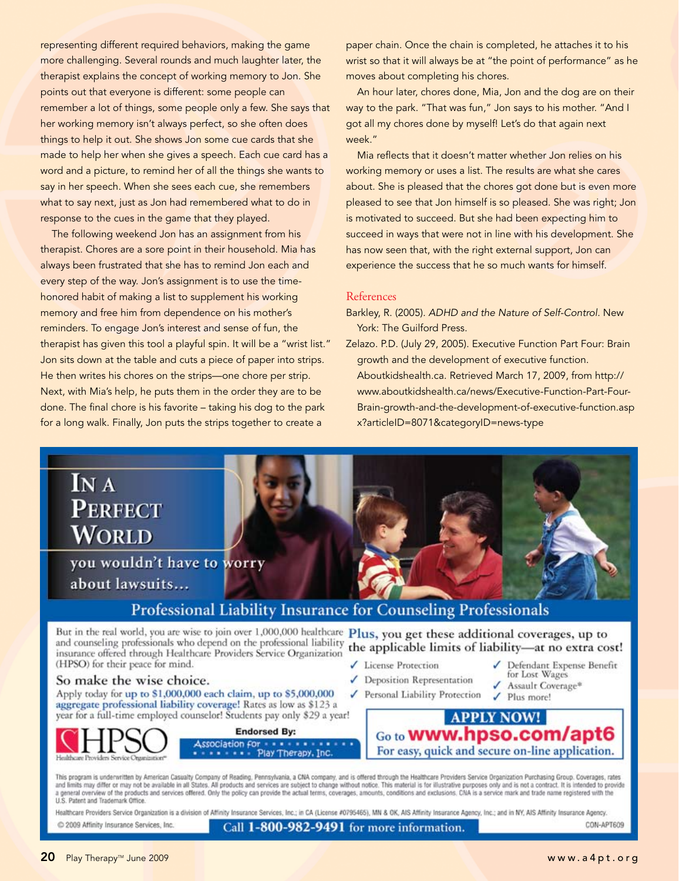representing different required behaviors, making the game more challenging. Several rounds and much laughter later, the therapist explains the concept of working memory to Jon. She points out that everyone is different: some people can remember a lot of things, some people only a few. She says that her working memory isn't always perfect, so she often does things to help it out. She shows Jon some cue cards that she made to help her when she gives a speech. Each cue card has a word and a picture, to remind her of all the things she wants to say in her speech. When she sees each cue, she remembers what to say next, just as Jon had remembered what to do in response to the cues in the game that they played.

The following weekend Jon has an assignment from his therapist. Chores are a sore point in their household. Mia has always been frustrated that she has to remind Jon each and every step of the way. Jon's assignment is to use the time-honored habit of making a list to supplement his working memory and free him from dependence on his mother's reminders. To engage Jon's interest and sense of fun, the therapist has given this tool a playful spin. It will be a "wrist list." Jon sits down at the table and cuts a piece of paper into strips. He then writes his chores on the strips—one chore per strip. Next, with Mia's help, he puts them in the order they are to be done. The final chore is his favorite – taking his dog to the park for a long walk. Finally, Jon puts the strips together to create a paper chain. Once the chain is completed, he attaches it to his wrist so that it will always be at "the point of performance" as he moves about completing his chores.

An hour later, chores done, Mia, Jon and the dog are on their way to the park. "That was fun," Jon says to his mother. "And I got all my chores done by myself! Let's do that again next week."

Mia reflects that it doesn't matter whether Jon relies on his working memory or uses a list. The results are what she cares about. She is pleased that the chores got done but is even more pleased to see that Jon himself is so pleased. She was right; Jon is motivated to succeed. But she had been expecting him to succeed in ways that were not in line with his development. She has now seen that, with the right external support, Jon can experience the success that he so much wants for himself.

## References

Barkley, R. (2005). *ADHD and the Nature of Self-Control*. New York: The Guilford Press.

Zelazo. P.D. (July 29, 2005). Executive Function Part Four: Brain growth and the development of executive function. Aboutkidshealth.ca. Retrieved March 17, 2009, from http://www.aboutkidshealth.ca/news/Executive-Function-Part-Four-Brain-growth-and-the-development-of-executive-function.aspx?articleID=8071&categoryID=news-type

# In a Perfect World

you wouldn't have to worry about lawsuits...

## Professional Liability Insurance for Counseling Professionals

But in the real world, you are wise to join over 1,000,000 healthcare and counseling professionals who depend on the professional liability insurance offered through Healthcare Providers Service Organization (HPSO) for their peace for mind.

**So make the wise choice.**

Apply today for up to $1,000,000 each claim, up to $5,000,000 aggregate professional liability coverage! Rates as low as $123 a year for a full-time employed counselor! Students pay only $29 a year!

**Plus, you get these additional coverages, up to the applicable limits of liability—at no extra cost!**

- ✓ License Protection
- ✓ Deposition Representation
- ✓ Personal Liability Protection
- ✓ Defendant Expense Benefit for Lost Wages
- ✓ Assault Coverage*
- ✓ Plus more!

HPSO Healthcare Providers Service Organization

Endorsed By: Association for Play Therapy, Inc.

**APPLY NOW!**

Go to **www.hpso.com/apt6**
For easy, quick and secure on-line application.

This program is underwritten by American Casualty Company of Reading, Pennsylvania, a CNA company, and is offered through the Healthcare Providers Service Organization Purchasing Group. Coverages, rates and limits may differ or may not be available in all States. All products and services are subject to change without notice. This material is for illustrative purposes only and is not a contract. It is intended to provide a general overview of the products and services offered. Only the policy can provide the actual terms, coverages, amounts, conditions and exclusions. CNA is a service mark and trade name registered with the U.S. Patent and Trademark Office.

Healthcare Providers Service Organization is a division of Affinity Insurance Services, Inc.; in CA (License #0795465), MN & OK, AIS Affinity Insurance Agency, Inc.; and in NY, AIS Affinity Insurance Agency.

© 2009 Affinity Insurance Services, Inc.

Call **1-800-982-9491** for more information.

CON-APT609